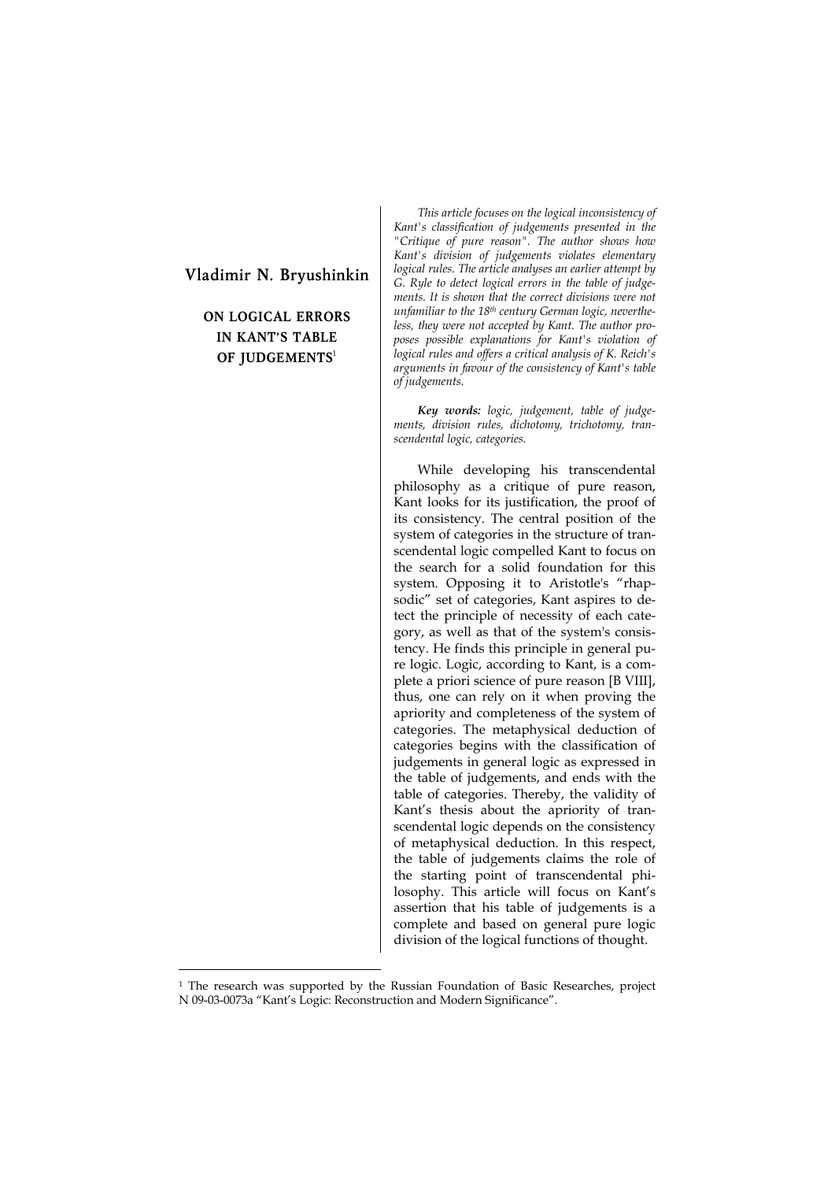# Vladimir N. Bryushinkin

## ON LOGICAL ERRORS IN KANT'S TABLE OF JUDGEMENTS[1]

*This article focuses on the logical inconsistency of Kant's classification of judgements presented in the "Critique of pure reason". The author shows how Kant's division of judgements violates elementary logical rules. The article analyses an earlier attempt by G. Ryle to detect logical errors in the table of judgements. It is shown that the correct divisions were not unfamiliar to the 18th century German logic, nevertheless, they were not accepted by Kant. The author proposes possible explanations for Kant's violation of logical rules and offers a critical analysis of K. Reich's arguments in favour of the consistency of Kant's table of judgements.*

***Key words:*** *logic, judgement, table of judgements, division rules, dichotomy, trichotomy, transcendental logic, categories.*

While developing his transcendental philosophy as a critique of pure reason, Kant looks for its justification, the proof of its consistency. The central position of the system of categories in the structure of transcendental logic compelled Kant to focus on the search for a solid foundation for this system. Opposing it to Aristotle's "rhapsodic" set of categories, Kant aspires to detect the principle of necessity of each category, as well as that of the system's consistency. He finds this principle in general pure logic. Logic, according to Kant, is a complete a priori science of pure reason [B VIII], thus, one can rely on it when proving the apriority and completeness of the system of categories. The metaphysical deduction of categories begins with the classification of judgements in general logic as expressed in the table of judgements, and ends with the table of categories. Thereby, the validity of Kant's thesis about the apriority of transcendental logic depends on the consistency of metaphysical deduction. In this respect, the table of judgements claims the role of the starting point of transcendental philosophy. This article will focus on Kant's assertion that his table of judgements is a complete and based on general pure logic division of the logical functions of thought.

---

[1] The research was supported by the Russian Foundation of Basic Researches, project N 09-03-0073a "Kant's Logic: Reconstruction and Modern Significance".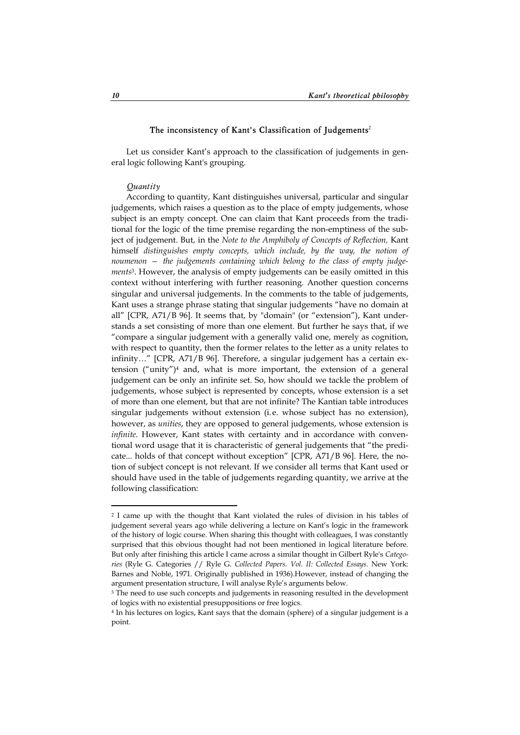## The inconsistency of Kant's Classification of Judgements[2]

Let us consider Kant's approach to the classification of judgements in general logic following Kant's grouping.

*Quantity*

According to quantity, Kant distinguishes universal, particular and singular judgements, which raises a question as to the place of empty judgements, whose subject is an empty concept. One can claim that Kant proceeds from the traditional for the logic of the time premise regarding the non-emptiness of the subject of judgement. But, in the *Note to the Amphiboly of Concepts of Reflection,* Kant himself *distinguishes empty concepts, which include, by the way, the notion of noumenon — the judgements containing which belong to the class of empty judgements*[3]. However, the analysis of empty judgements can be easily omitted in this context without interfering with further reasoning. Another question concerns singular and universal judgements. In the comments to the table of judgements, Kant uses a strange phrase stating that singular judgements "have no domain at all" [CPR, A71/B 96]. It seems that, by "domain" (or "extension"), Kant understands a set consisting of more than one element. But further he says that, if we "compare a singular judgement with a generally valid one, merely as cognition, with respect to quantity, then the former relates to the letter as a unity relates to infinity…" [CPR, A71/B 96]. Therefore, a singular judgement has a certain extension ("unity")[4] and, what is more important, the extension of a general judgement can be only an infinite set. So, how should we tackle the problem of judgements, whose subject is represented by concepts, whose extension is a set of more than one element, but that are not infinite? The Kantian table introduces singular judgements without extension (i. e. whose subject has no extension), however, as *unities*, they are opposed to general judgements, whose extension is *infinite*. However, Kant states with certainty and in accordance with conventional word usage that it is characteristic of general judgements that "the predicate... holds of that concept without exception" [CPR, A71/B 96]. Here, the notion of subject concept is not relevant. If we consider all terms that Kant used or should have used in the table of judgements regarding quantity, we arrive at the following classification:

---

[2] I came up with the thought that Kant violated the rules of division in his tables of judgement several years ago while delivering a lecture on Kant's logic in the framework of the history of logic course. When sharing this thought with colleagues, I was constantly surprised that this obvious thought had not been mentioned in logical literature before. But only after finishing this article I came across a similar thought in Gilbert Ryle's *Categories* (Ryle G. Categories // Ryle G. *Collected Papers. Vol. II: Collected Essays.* New York: Barnes and Noble, 1971. Originally published in 1936).However, instead of changing the argument presentation structure, I will analyse Ryle's arguments below.

[3] The need to use such concepts and judgements in reasoning resulted in the development of logics with no existential presuppositions or free logics.

[4] In his lectures on logics, Kant says that the domain (sphere) of a singular judgement is a point.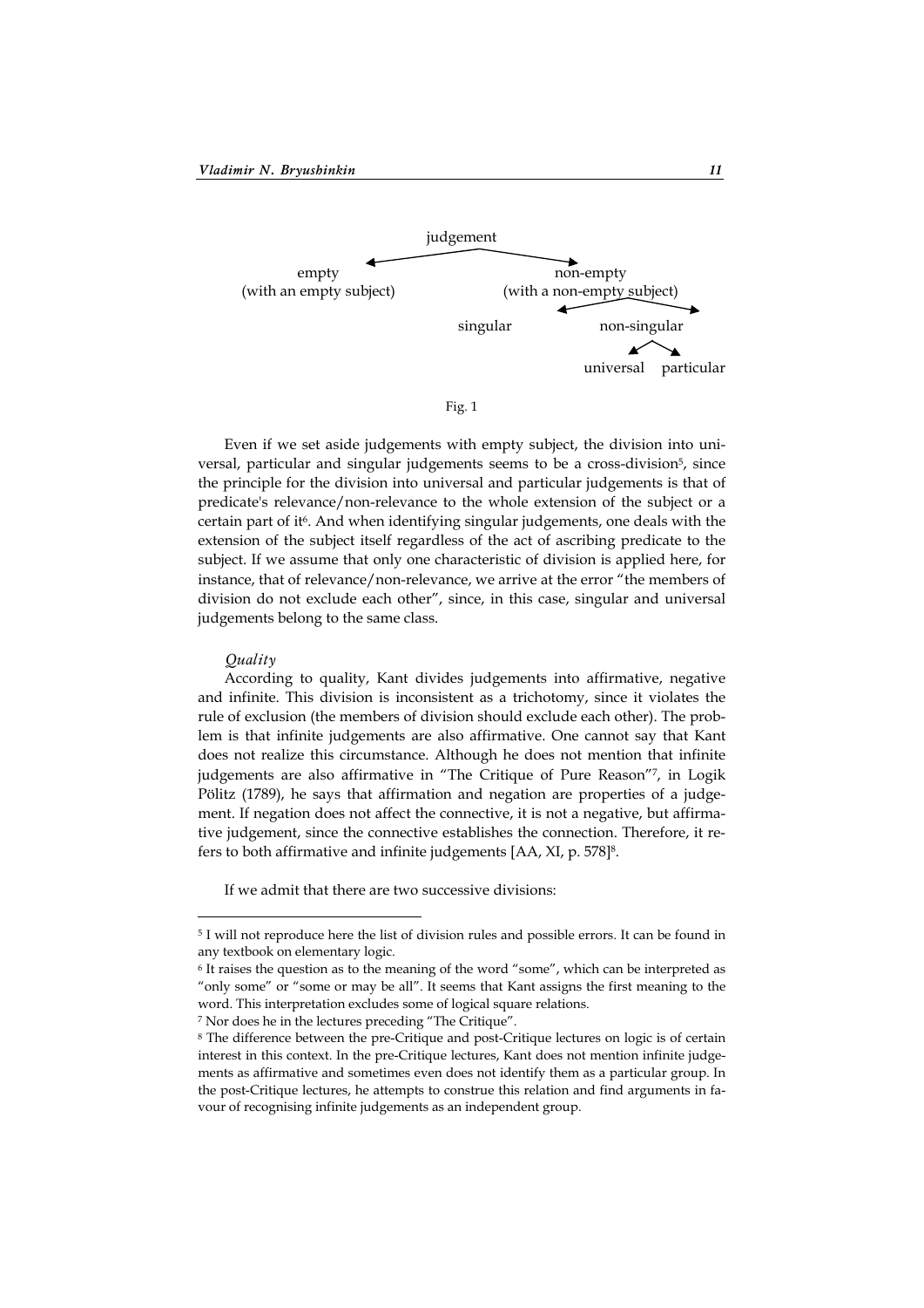judgement

empty (with an empty subject) | non-empty (with a non-empty subject)

singular | non-singular

universal | particular

Fig. 1

Even if we set aside judgements with empty subject, the division into universal, particular and singular judgements seems to be a cross-division[5], since the principle for the division into universal and particular judgements is that of predicate's relevance/non-relevance to the whole extension of the subject or a certain part of it[6]. And when identifying singular judgements, one deals with the extension of the subject itself regardless of the act of ascribing predicate to the subject. If we assume that only one characteristic of division is applied here, for instance, that of relevance/non-relevance, we arrive at the error "the members of division do not exclude each other", since, in this case, singular and universal judgements belong to the same class.

*Quality*

According to quality, Kant divides judgements into affirmative, negative and infinite. This division is inconsistent as a trichotomy, since it violates the rule of exclusion (the members of division should exclude each other). The problem is that infinite judgements are also affirmative. One cannot say that Kant does not realize this circumstance. Although he does not mention that infinite judgements are also affirmative in "The Critique of Pure Reason"[7], in Logik Pölitz (1789), he says that affirmation and negation are properties of a judgement. If negation does not affect the connective, it is not a negative, but affirmative judgement, since the connective establishes the connection. Therefore, it refers to both affirmative and infinite judgements [AA, XI, p. 578][8].

If we admit that there are two successive divisions:

---

[5] I will not reproduce here the list of division rules and possible errors. It can be found in any textbook on elementary logic.

[6] It raises the question as to the meaning of the word "some", which can be interpreted as "only some" or "some or may be all". It seems that Kant assigns the first meaning to the word. This interpretation excludes some of logical square relations.

[7] Nor does he in the lectures preceding "The Critique".

[8] The difference between the pre-Critique and post-Critique lectures on logic is of certain interest in this context. In the pre-Critique lectures, Kant does not mention infinite judgements as affirmative and sometimes even does not identify them as a particular group. In the post-Critique lectures, he attempts to construe this relation and find arguments in favour of recognising infinite judgements as an independent group.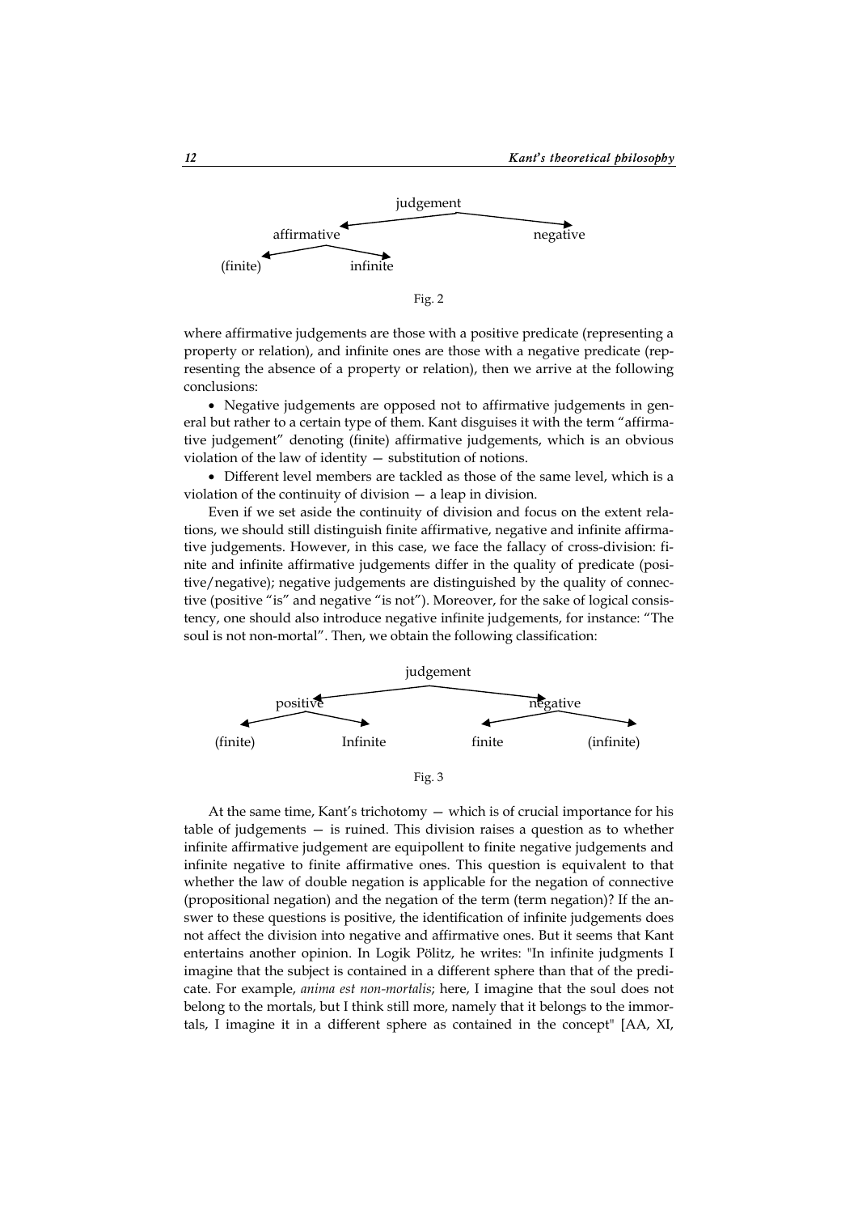```
                judgement
               /         \
       affirmative      negative
        /       \
   (finite)   infinite
```

Fig. 2

where affirmative judgements are those with a positive predicate (representing a property or relation), and infinite ones are those with a negative predicate (representing the absence of a property or relation), then we arrive at the following conclusions:

- Negative judgements are opposed not to affirmative judgements in general but rather to a certain type of them. Kant disguises it with the term "affirmative judgement" denoting (finite) affirmative judgements, which is an obvious violation of the law of identity — substitution of notions.
- Different level members are tackled as those of the same level, which is a violation of the continuity of division — a leap in division.

Even if we set aside the continuity of division and focus on the extent relations, we should still distinguish finite affirmative, negative and infinite affirmative judgements. However, in this case, we face the fallacy of cross-division: finite and infinite affirmative judgements differ in the quality of predicate (positive/negative); negative judgements are distinguished by the quality of connective (positive "is" and negative "is not"). Moreover, for the sake of logical consistency, one should also introduce negative infinite judgements, for instance: "The soul is not non-mortal". Then, we obtain the following classification:

```
                      judgement
                 /                \
         positive                  negative
         /      \                  /       \
   (finite)   Infinite         finite   (infinite)
```

Fig. 3

At the same time, Kant's trichotomy — which is of crucial importance for his table of judgements — is ruined. This division raises a question as to whether infinite affirmative judgement are equipollent to finite negative judgements and infinite negative to finite affirmative ones. This question is equivalent to that whether the law of double negation is applicable for the negation of connective (propositional negation) and the negation of the term (term negation)? If the answer to these questions is positive, the identification of infinite judgements does not affect the division into negative and affirmative ones. But it seems that Kant entertains another opinion. In Logik Pölitz, he writes: "In infinite judgments I imagine that the subject is contained in a different sphere than that of the predicate. For example, *anima est non-mortalis*; here, I imagine that the soul does not belong to the mortals, but I think still more, namely that it belongs to the immortals, I imagine it in a different sphere as contained in the concept" [AA, XI,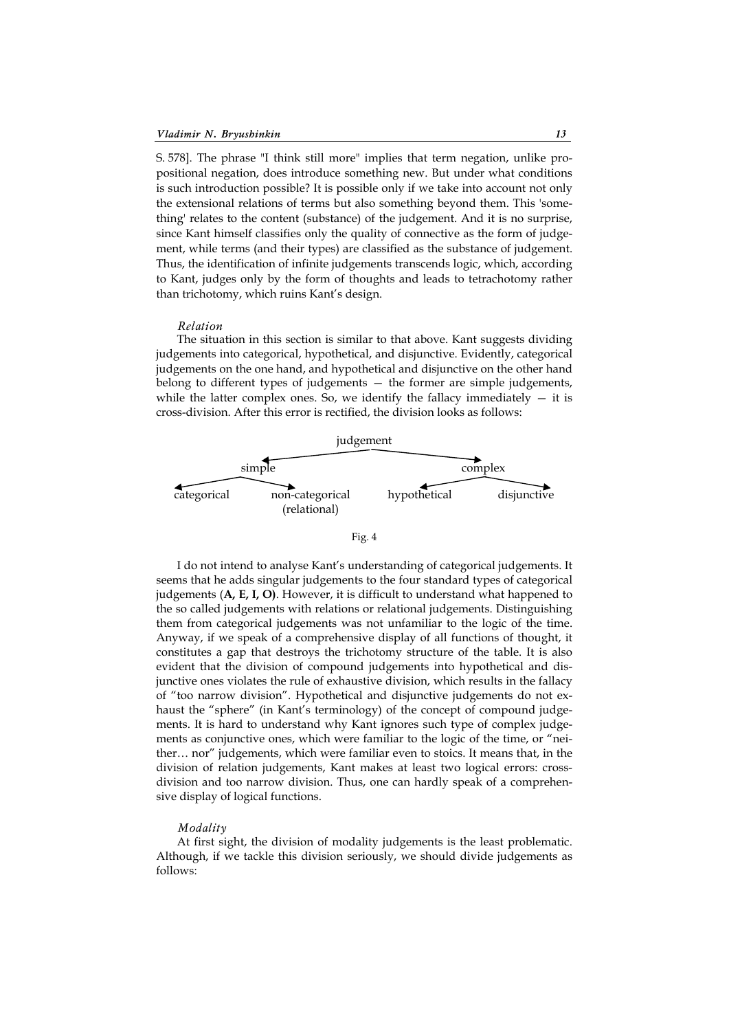S. 578]. The phrase "I think still more" implies that term negation, unlike propositional negation, does introduce something new. But under what conditions is such introduction possible? It is possible only if we take into account not only the extensional relations of terms but also something beyond them. This 'something' relates to the content (substance) of the judgement. And it is no surprise, since Kant himself classifies only the quality of connective as the form of judgement, while terms (and their types) are classified as the substance of judgement. Thus, the identification of infinite judgements transcends logic, which, according to Kant, judges only by the form of thoughts and leads to tetrachotomy rather than trichotomy, which ruins Kant's design.

*Relation*

The situation in this section is similar to that above. Kant suggests dividing judgements into categorical, hypothetical, and disjunctive. Evidently, categorical judgements on the one hand, and hypothetical and disjunctive on the other hand belong to different types of judgements — the former are simple judgements, while the latter complex ones. So, we identify the fallacy immediately — it is cross-division. After this error is rectified, the division looks as follows:

```
                         judgement
              ┌─────────────┴─────────────┐
            simple                     complex
        ┌─────┴──────┐             ┌──────┴──────┐
  categorical  non-categorical  hypothetical  disjunctive
                (relational)
```

Fig. 4

I do not intend to analyse Kant's understanding of categorical judgements. It seems that he adds singular judgements to the four standard types of categorical judgements (**A, E, I, O**). However, it is difficult to understand what happened to the so called judgements with relations or relational judgements. Distinguishing them from categorical judgements was not unfamiliar to the logic of the time. Anyway, if we speak of a comprehensive display of all functions of thought, it constitutes a gap that destroys the trichotomy structure of the table. It is also evident that the division of compound judgements into hypothetical and disjunctive ones violates the rule of exhaustive division, which results in the fallacy of "too narrow division". Hypothetical and disjunctive judgements do not exhaust the "sphere" (in Kant's terminology) of the concept of compound judgements. It is hard to understand why Kant ignores such type of complex judgements as conjunctive ones, which were familiar to the logic of the time, or "neither… nor" judgements, which were familiar even to stoics. It means that, in the division of relation judgements, Kant makes at least two logical errors: cross-division and too narrow division. Thus, one can hardly speak of a comprehensive display of logical functions.

*Modality*

At first sight, the division of modality judgements is the least problematic. Although, if we tackle this division seriously, we should divide judgements as follows: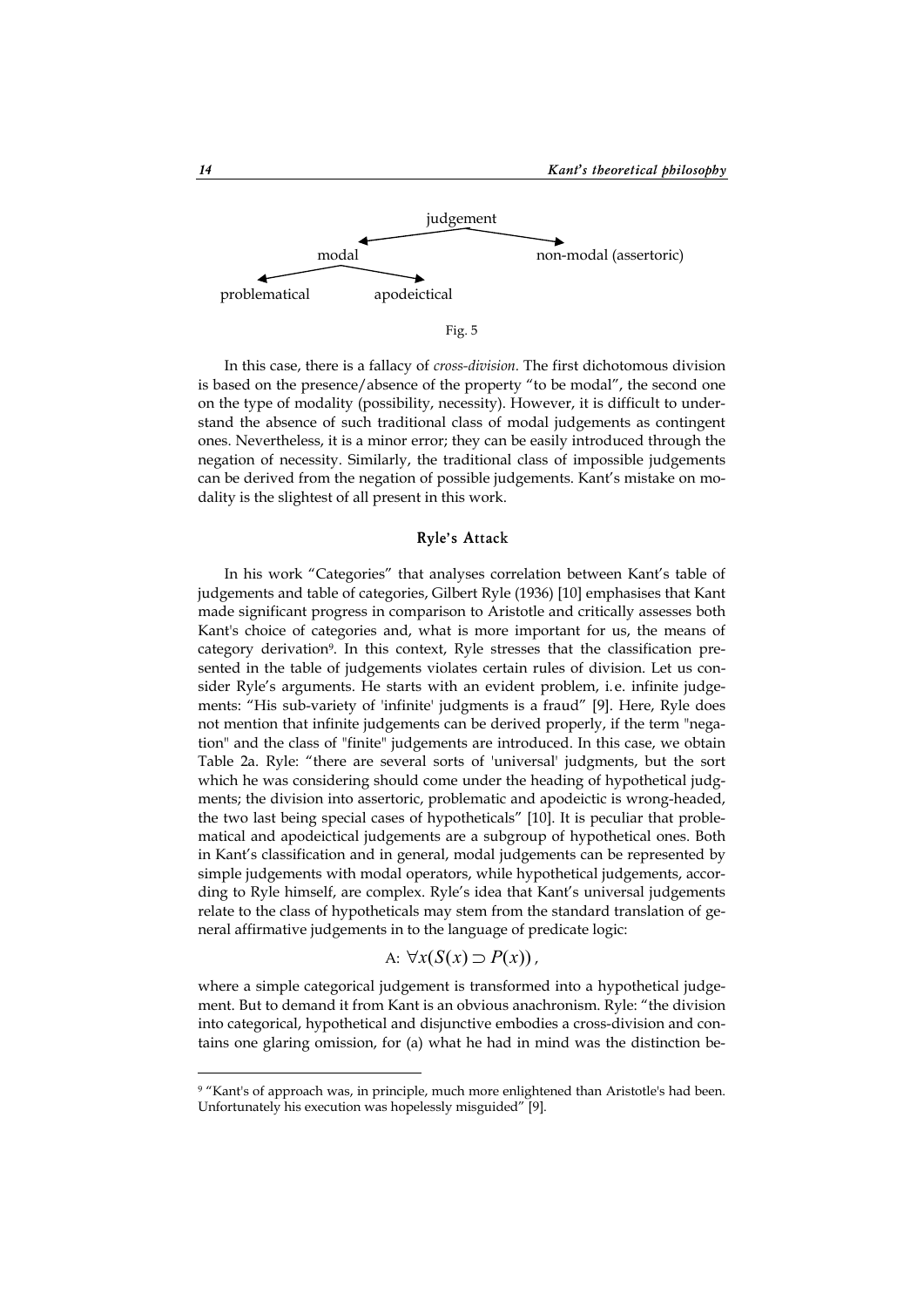judgement

modal | non-modal (assertoric)

problematical | apodeictical

Fig. 5

In this case, there is a fallacy of *cross-division.* The first dichotomous division is based on the presence/absence of the property "to be modal", the second one on the type of modality (possibility, necessity). However, it is difficult to understand the absence of such traditional class of modal judgements as contingent ones. Nevertheless, it is a minor error; they can be easily introduced through the negation of necessity. Similarly, the traditional class of impossible judgements can be derived from the negation of possible judgements. Kant's mistake on modality is the slightest of all present in this work.

## Ryle's Attack

In his work "Categories" that analyses correlation between Kant's table of judgements and table of categories, Gilbert Ryle (1936) [10] emphasises that Kant made significant progress in comparison to Aristotle and critically assesses both Kant's choice of categories and, what is more important for us, the means of category derivation[9]. In this context, Ryle stresses that the classification presented in the table of judgements violates certain rules of division. Let us consider Ryle's arguments. He starts with an evident problem, i.e. infinite judgements: "His sub-variety of 'infinite' judgments is a fraud" [9]. Here, Ryle does not mention that infinite judgements can be derived properly, if the term "negation" and the class of "finite" judgements are introduced. In this case, we obtain Table 2a. Ryle: "there are several sorts of 'universal' judgments, but the sort which he was considering should come under the heading of hypothetical judgments; the division into assertoric, problematic and apodeictic is wrong-headed, the two last being special cases of hypotheticals" [10]. It is peculiar that problematical and apodeictical judgements are a subgroup of hypothetical ones. Both in Kant's classification and in general, modal judgements can be represented by simple judgements with modal operators, while hypothetical judgements, according to Ryle himself, are complex. Ryle's idea that Kant's universal judgements relate to the class of hypotheticals may stem from the standard translation of general affirmative judgements in to the language of predicate logic:

$$\text{A: } \forall x(S(x) \supset P(x)),$$

where a simple categorical judgement is transformed into a hypothetical judgement. But to demand it from Kant is an obvious anachronism. Ryle: "the division into categorical, hypothetical and disjunctive embodies a cross-division and contains one glaring omission, for (a) what he had in mind was the distinction be-

---

[9] "Kant's of approach was, in principle, much more enlightened than Aristotle's had been. Unfortunately his execution was hopelessly misguided" [9].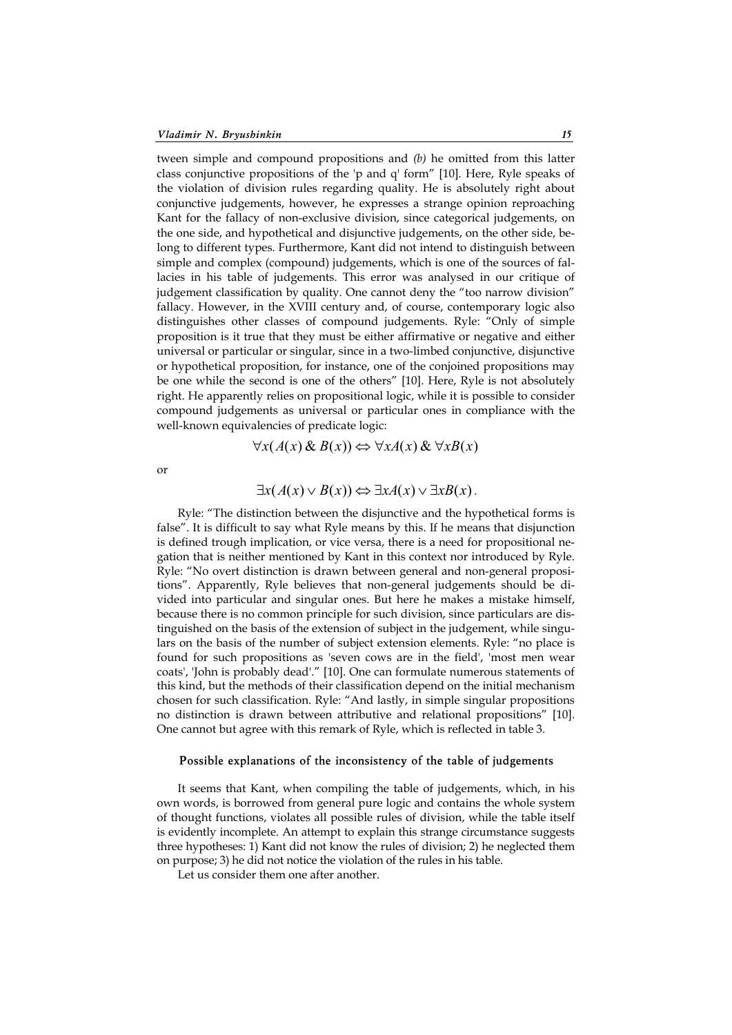tween simple and compound propositions and *(b)* he omitted from this latter class conjunctive propositions of the 'p and q' form" [10]. Here, Ryle speaks of the violation of division rules regarding quality. He is absolutely right about conjunctive judgements, however, he expresses a strange opinion reproaching Kant for the fallacy of non-exclusive division, since categorical judgements, on the one side, and hypothetical and disjunctive judgements, on the other side, belong to different types. Furthermore, Kant did not intend to distinguish between simple and complex (compound) judgements, which is one of the sources of fallacies in his table of judgements. This error was analysed in our critique of judgement classification by quality. One cannot deny the "too narrow division" fallacy. However, in the XVIII century and, of course, contemporary logic also distinguishes other classes of compound judgements. Ryle: "Only of simple proposition is it true that they must be either affirmative or negative and either universal or particular or singular, since in a two-limbed conjunctive, disjunctive or hypothetical proposition, for instance, one of the conjoined propositions may be one while the second is one of the others" [10]. Here, Ryle is not absolutely right. He apparently relies on propositional logic, while it is possible to consider compound judgements as universal or particular ones in compliance with the well-known equivalencies of predicate logic:

$$\forall x(A(x) \,\&\, B(x)) \Leftrightarrow \forall xA(x) \,\&\, \forall xB(x)$$

or

$$\exists x(A(x) \vee B(x)) \Leftrightarrow \exists xA(x) \vee \exists xB(x).$$

Ryle: "The distinction between the disjunctive and the hypothetical forms is false". It is difficult to say what Ryle means by this. If he means that disjunction is defined trough implication, or vice versa, there is a need for propositional negation that is neither mentioned by Kant in this context nor introduced by Ryle. Ryle: "No overt distinction is drawn between general and non-general propositions". Apparently, Ryle believes that non-general judgements should be divided into particular and singular ones. But here he makes a mistake himself, because there is no common principle for such division, since particulars are distinguished on the basis of the extension of subject in the judgement, while singulars on the basis of the number of subject extension elements. Ryle: "no place is found for such propositions as 'seven cows are in the field', 'most men wear coats', 'John is probably dead'." [10]. One can formulate numerous statements of this kind, but the methods of their classification depend on the initial mechanism chosen for such classification. Ryle: "And lastly, in simple singular propositions no distinction is drawn between attributive and relational propositions" [10]. One cannot but agree with this remark of Ryle, which is reflected in table 3.

## Possible explanations of the inconsistency of the table of judgements

It seems that Kant, when compiling the table of judgements, which, in his own words, is borrowed from general pure logic and contains the whole system of thought functions, violates all possible rules of division, while the table itself is evidently incomplete. An attempt to explain this strange circumstance suggests three hypotheses: 1) Kant did not know the rules of division; 2) he neglected them on purpose; 3) he did not notice the violation of the rules in his table.

Let us consider them one after another.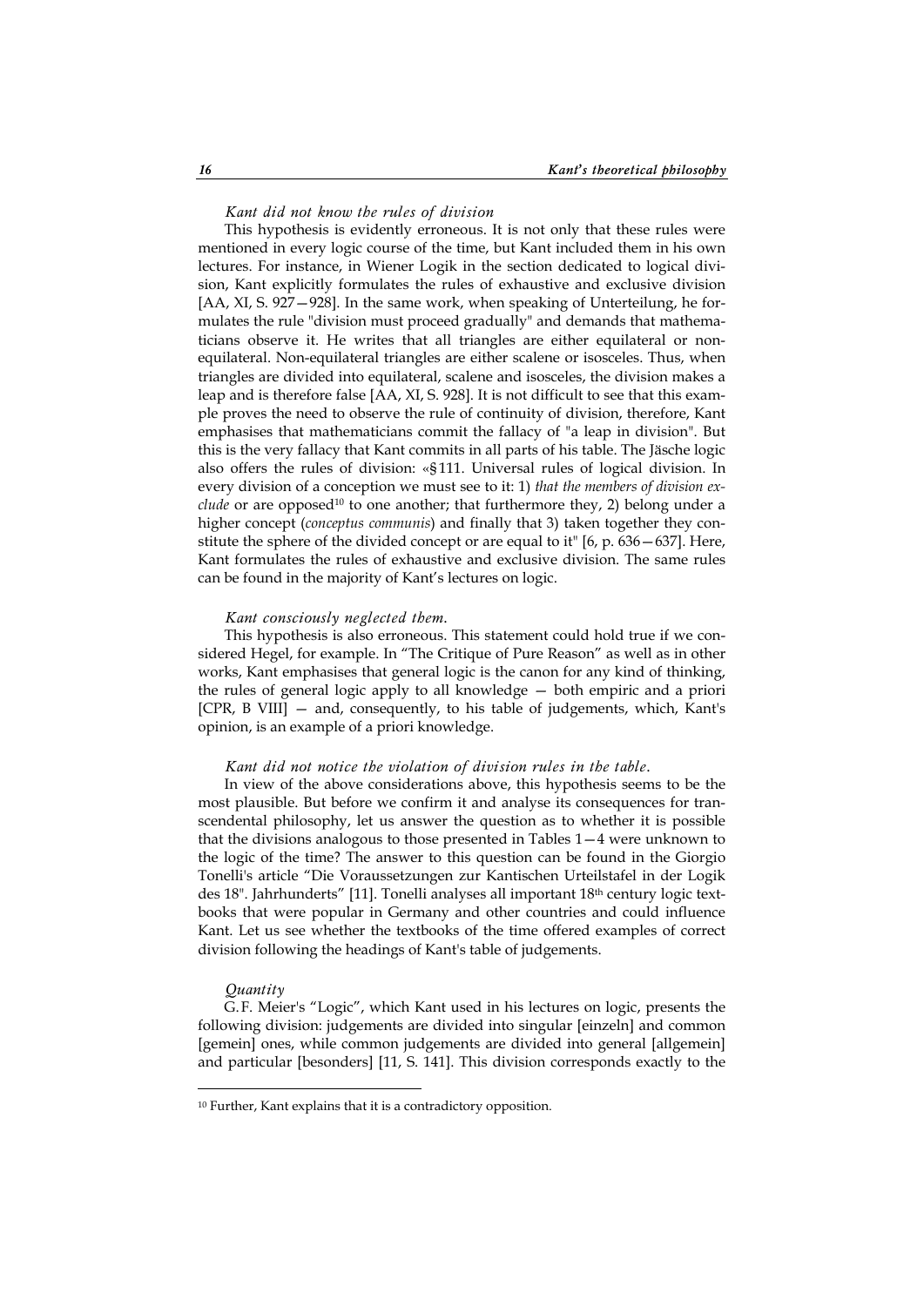*Kant did not know the rules of division*

This hypothesis is evidently erroneous. It is not only that these rules were mentioned in every logic course of the time, but Kant included them in his own lectures. For instance, in Wiener Logik in the section dedicated to logical division, Kant explicitly formulates the rules of exhaustive and exclusive division [AA, XI, S. 927—928]. In the same work, when speaking of Unterteilung, he formulates the rule "division must proceed gradually" and demands that mathematicians observe it. He writes that all triangles are either equilateral or non-equilateral. Non-equilateral triangles are either scalene or isosceles. Thus, when triangles are divided into equilateral, scalene and isosceles, the division makes a leap and is therefore false [AA, XI, S. 928]. It is not difficult to see that this example proves the need to observe the rule of continuity of division, therefore, Kant emphasises that mathematicians commit the fallacy of "a leap in division". But this is the very fallacy that Kant commits in all parts of his table. The Jäsche logic also offers the rules of division: «§111. Universal rules of logical division. In every division of a conception we must see to it: 1) *that the members of division exclude* or are opposed[10] to one another; that furthermore they, 2) belong under a higher concept (*conceptus communis*) and finally that 3) taken together they constitute the sphere of the divided concept or are equal to it" [6, p. 636—637]. Here, Kant formulates the rules of exhaustive and exclusive division. The same rules can be found in the majority of Kant's lectures on logic.

*Kant consciously neglected them.*

This hypothesis is also erroneous. This statement could hold true if we considered Hegel, for example. In "The Critique of Pure Reason" as well as in other works, Kant emphasises that general logic is the canon for any kind of thinking, the rules of general logic apply to all knowledge — both empiric and a priori [CPR, B VIII] — and, consequently, to his table of judgements, which, Kant's opinion, is an example of a priori knowledge.

*Kant did not notice the violation of division rules in the table.*

In view of the above considerations above, this hypothesis seems to be the most plausible. But before we confirm it and analyse its consequences for transcendental philosophy, let us answer the question as to whether it is possible that the divisions analogous to those presented in Tables 1—4 were unknown to the logic of the time? The answer to this question can be found in the Giorgio Tonelli's article "Die Voraussetzungen zur Kantischen Urteilstafel in der Logik des 18". Jahrhunderts" [11]. Tonelli analyses all important 18th century logic textbooks that were popular in Germany and other countries and could influence Kant. Let us see whether the textbooks of the time offered examples of correct division following the headings of Kant's table of judgements.

*Quantity*

G.F. Meier's "Logic", which Kant used in his lectures on logic, presents the following division: judgements are divided into singular [einzeln] and common [gemein] ones, while common judgements are divided into general [allgemein] and particular [besonders] [11, S. 141]. This division corresponds exactly to the

[10] Further, Kant explains that it is a contradictory opposition.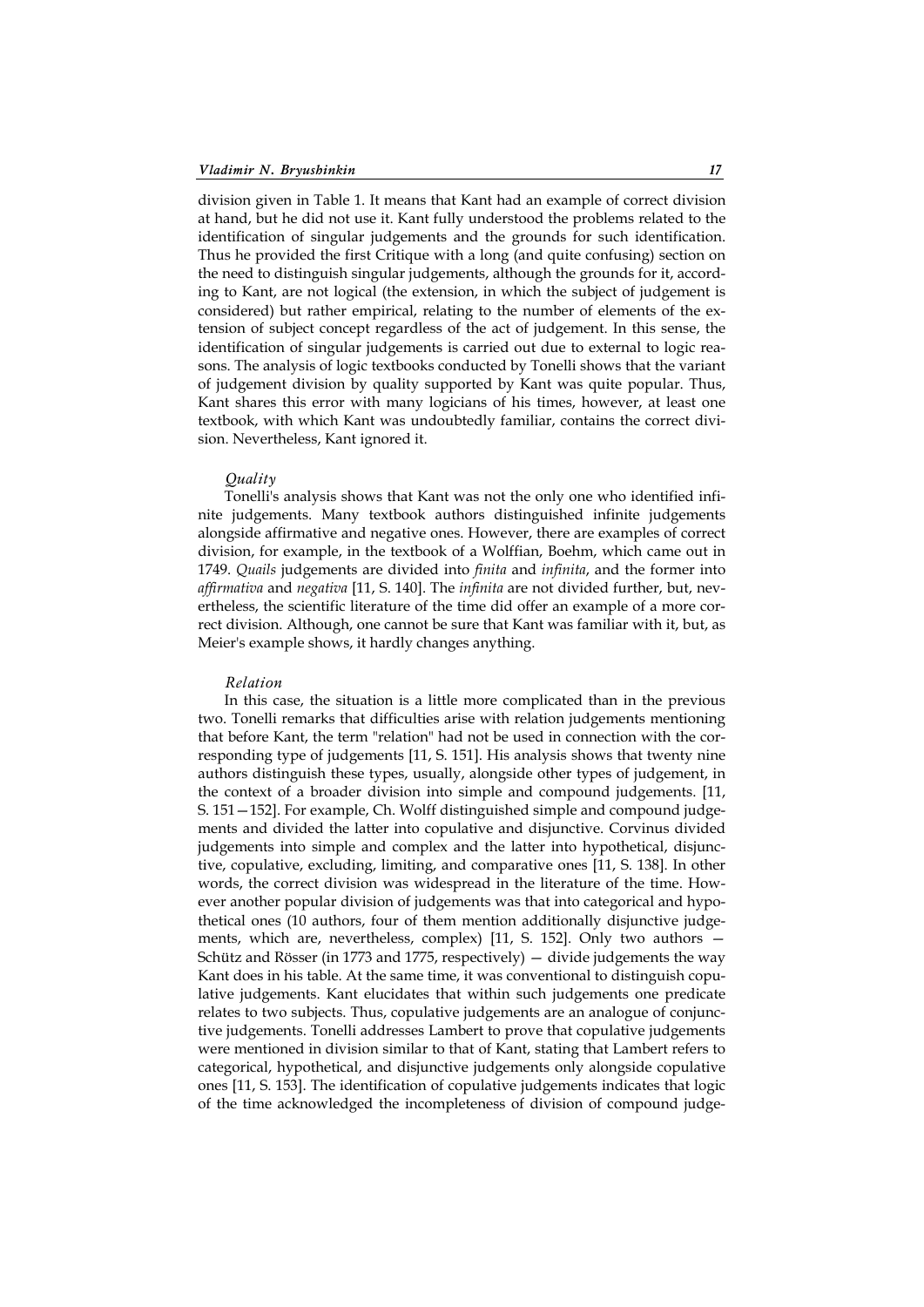division given in Table 1. It means that Kant had an example of correct division at hand, but he did not use it. Kant fully understood the problems related to the identification of singular judgements and the grounds for such identification. Thus he provided the first Critique with a long (and quite confusing) section on the need to distinguish singular judgements, although the grounds for it, according to Kant, are not logical (the extension, in which the subject of judgement is considered) but rather empirical, relating to the number of elements of the extension of subject concept regardless of the act of judgement. In this sense, the identification of singular judgements is carried out due to external to logic reasons. The analysis of logic textbooks conducted by Tonelli shows that the variant of judgement division by quality supported by Kant was quite popular. Thus, Kant shares this error with many logicians of his times, however, at least one textbook, with which Kant was undoubtedly familiar, contains the correct division. Nevertheless, Kant ignored it.

*Quality*

Tonelli's analysis shows that Kant was not the only one who identified infinite judgements. Many textbook authors distinguished infinite judgements alongside affirmative and negative ones. However, there are examples of correct division, for example, in the textbook of a Wolffian, Boehm, which came out in 1749. *Quails* judgements are divided into *finita* and *infinita*, and the former into *affirmativa* and *negativa* [11, S. 140]. The *infinita* are not divided further, but, nevertheless, the scientific literature of the time did offer an example of a more correct division. Although, one cannot be sure that Kant was familiar with it, but, as Meier's example shows, it hardly changes anything.

*Relation*

In this case, the situation is a little more complicated than in the previous two. Tonelli remarks that difficulties arise with relation judgements mentioning that before Kant, the term "relation" had not be used in connection with the corresponding type of judgements [11, S. 151]. His analysis shows that twenty nine authors distinguish these types, usually, alongside other types of judgement, in the context of a broader division into simple and compound judgements. [11, S. 151—152]. For example, Ch. Wolff distinguished simple and compound judgements and divided the latter into copulative and disjunctive. Corvinus divided judgements into simple and complex and the latter into hypothetical, disjunctive, copulative, excluding, limiting, and comparative ones [11, S. 138]. In other words, the correct division was widespread in the literature of the time. However another popular division of judgements was that into categorical and hypothetical ones (10 authors, four of them mention additionally disjunctive judgements, which are, nevertheless, complex) [11, S. 152]. Only two authors — Schütz and Rösser (in 1773 and 1775, respectively) — divide judgements the way Kant does in his table. At the same time, it was conventional to distinguish copulative judgements. Kant elucidates that within such judgements one predicate relates to two subjects. Thus, copulative judgements are an analogue of conjunctive judgements. Tonelli addresses Lambert to prove that copulative judgements were mentioned in division similar to that of Kant, stating that Lambert refers to categorical, hypothetical, and disjunctive judgements only alongside copulative ones [11, S. 153]. The identification of copulative judgements indicates that logic of the time acknowledged the incompleteness of division of compound judge-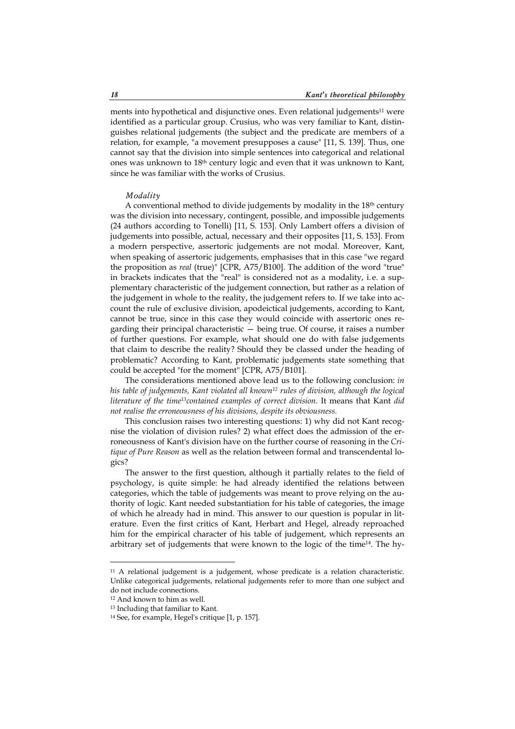ments into hypothetical and disjunctive ones. Even relational judgements[11] were identified as a particular group. Crusius, who was very familiar to Kant, distinguishes relational judgements (the subject and the predicate are members of a relation, for example, "a movement presupposes a cause" [11, S. 139]. Thus, one cannot say that the division into simple sentences into categorical and relational ones was unknown to 18th century logic and even that it was unknown to Kant, since he was familiar with the works of Crusius.

*Modality*

A conventional method to divide judgements by modality in the 18th century was the division into necessary, contingent, possible, and impossible judgements (24 authors according to Tonelli) [11, S. 153]. Only Lambert offers a division of judgements into possible, actual, necessary and their opposites [11, S. 153]. From a modern perspective, assertoric judgements are not modal. Moreover, Kant, when speaking of assertoric judgements, emphasises that in this case "we regard the proposition as *real* (true)" [CPR, A75/B100]. The addition of the word "true" in brackets indicates that the "real" is considered not as a modality, i.e. a supplementary characteristic of the judgement connection, but rather as a relation of the judgement in whole to the reality, the judgement refers to. If we take into account the rule of exclusive division, apodeictical judgements, according to Kant, cannot be true, since in this case they would coincide with assertoric ones regarding their principal characteristic — being true. Of course, it raises a number of further questions. For example, what should one do with false judgements that claim to describe the reality? Should they be classed under the heading of problematic? According to Kant, problematic judgements state something that could be accepted "for the moment" [CPR, A75/B101].

The considerations mentioned above lead us to the following conclusion: *in his table of judgements, Kant violated all known[12] rules of division, although the logical literature of the time[13]contained examples of correct division.* It means that Kant *did not realise the erroneousness of his divisions, despite its obviousness.*

This conclusion raises two interesting questions: 1) why did not Kant recognise the violation of division rules? 2) what effect does the admission of the erroneousness of Kant's division have on the further course of reasoning in the *Critique of Pure Reason* as well as the relation between formal and transcendental logics?

The answer to the first question, although it partially relates to the field of psychology, is quite simple: he had already identified the relations between categories, which the table of judgements was meant to prove relying on the authority of logic. Kant needed substantiation for his table of categories, the image of which he already had in mind. This answer to our question is popular in literature. Even the first critics of Kant, Herbart and Hegel, already reproached him for the empirical character of his table of judgement, which represents an arbitrary set of judgements that were known to the logic of the time[14]. The hy-

---

[11] A relational judgement is a judgement, whose predicate is a relation characteristic. Unlike categorical judgements, relational judgements refer to more than one subject and do not include connections.

[12] And known to him as well.

[13] Including that familiar to Kant.

[14] See, for example, Hegel's critique [1, p. 157].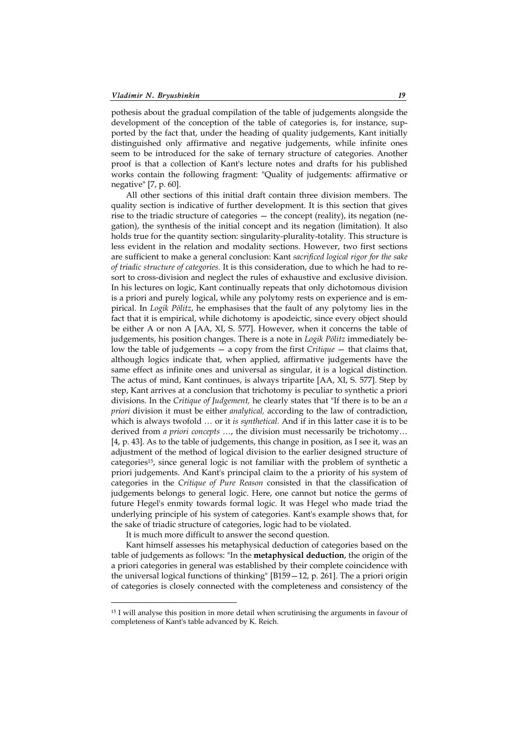pothesis about the gradual compilation of the table of judgements alongside the development of the conception of the table of categories is, for instance, supported by the fact that, under the heading of quality judgements, Kant initially distinguished only affirmative and negative judgements, while infinite ones seem to be introduced for the sake of ternary structure of categories. Another proof is that a collection of Kant's lecture notes and drafts for his published works contain the following fragment: "Quality of judgements: affirmative or negative" [7, p. 60].

All other sections of this initial draft contain three division members. The quality section is indicative of further development. It is this section that gives rise to the triadic structure of categories — the concept (reality), its negation (negation), the synthesis of the initial concept and its negation (limitation). It also holds true for the quantity section: singularity-plurality-totality. This structure is less evident in the relation and modality sections. However, two first sections are sufficient to make a general conclusion: Kant *sacrificed logical rigor for the sake of triadic structure of categories.* It is this consideration, due to which he had to resort to cross-division and neglect the rules of exhaustive and exclusive division. In his lectures on logic, Kant continually repeats that only dichotomous division is a priori and purely logical, while any polytomy rests on experience and is empirical. In *Logik Pölitz*, he emphasises that the fault of any polytomy lies in the fact that it is empirical, while dichotomy is apodeictic, since every object should be either A or non A [AA, XI, S. 577]. However, when it concerns the table of judgements, his position changes. There is a note in *Logik Pölitz* immediately below the table of judgements — a copy from the first *Critique* — that claims that, although logics indicate that, when applied, affirmative judgements have the same effect as infinite ones and universal as singular, it is a logical distinction. The actus of mind, Kant continues, is always tripartite [AA, XI, S. 577]. Step by step, Kant arrives at a conclusion that trichotomy is peculiar to synthetic a priori divisions. In the *Critique of Judgement,* he clearly states that "If there is to be an *a priori* division it must be either *analytical,* according to the law of contradiction, which is always twofold … or it *is synthetical.* And if in this latter case it is to be derived from *a priori concepts* …, the division must necessarily be trichotomy… [4, p. 43]. As to the table of judgements, this change in position, as I see it, was an adjustment of the method of logical division to the earlier designed structure of categories[15], since general logic is not familiar with the problem of synthetic a priori judgements. And Kant's principal claim to the a priority of his system of categories in the *Critique of Pure Reason* consisted in that the classification of judgements belongs to general logic. Here, one cannot but notice the germs of future Hegel's enmity towards formal logic. It was Hegel who made triad the underlying principle of his system of categories. Kant's example shows that, for the sake of triadic structure of categories, logic had to be violated.

It is much more difficult to answer the second question.

Kant himself assesses his metaphysical deduction of categories based on the table of judgements as follows: "In the **metaphysical deduction**, the origin of the a priori categories in general was established by their complete coincidence with the universal logical functions of thinking" [B159—12, p. 261]. The a priori origin of categories is closely connected with the completeness and consistency of the

---

[15] I will analyse this position in more detail when scrutinising the arguments in favour of completeness of Kant's table advanced by K. Reich.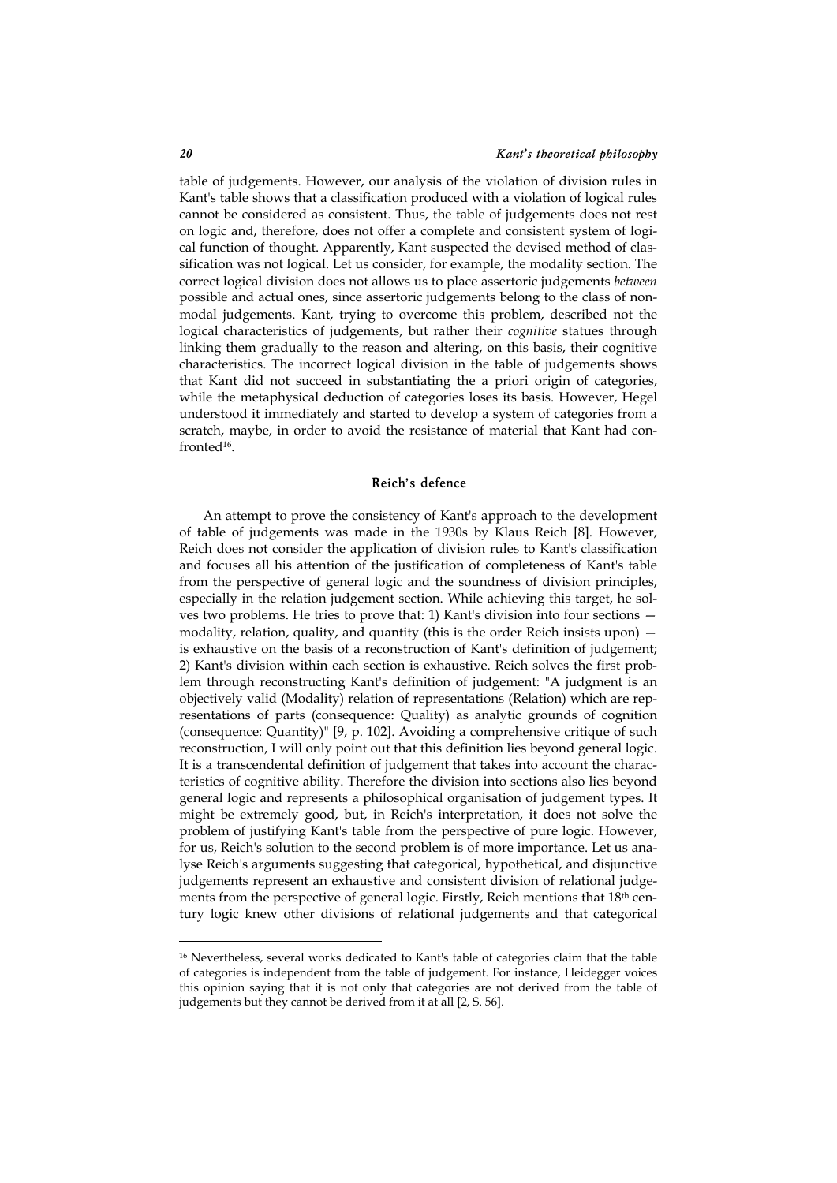table of judgements. However, our analysis of the violation of division rules in Kant's table shows that a classification produced with a violation of logical rules cannot be considered as consistent. Thus, the table of judgements does not rest on logic and, therefore, does not offer a complete and consistent system of logical function of thought. Apparently, Kant suspected the devised method of classification was not logical. Let us consider, for example, the modality section. The correct logical division does not allows us to place assertoric judgements *between* possible and actual ones, since assertoric judgements belong to the class of non-modal judgements. Kant, trying to overcome this problem, described not the logical characteristics of judgements, but rather their *cognitive* statues through linking them gradually to the reason and altering, on this basis, their cognitive characteristics. The incorrect logical division in the table of judgements shows that Kant did not succeed in substantiating the a priori origin of categories, while the metaphysical deduction of categories loses its basis. However, Hegel understood it immediately and started to develop a system of categories from a scratch, maybe, in order to avoid the resistance of material that Kant had confronted[16].

## Reich's defence

An attempt to prove the consistency of Kant's approach to the development of table of judgements was made in the 1930s by Klaus Reich [8]. However, Reich does not consider the application of division rules to Kant's classification and focuses all his attention of the justification of completeness of Kant's table from the perspective of general logic and the soundness of division principles, especially in the relation judgement section. While achieving this target, he solves two problems. He tries to prove that: 1) Kant's division into four sections — modality, relation, quality, and quantity (this is the order Reich insists upon) — is exhaustive on the basis of a reconstruction of Kant's definition of judgement; 2) Kant's division within each section is exhaustive. Reich solves the first problem through reconstructing Kant's definition of judgement: "A judgment is an objectively valid (Modality) relation of representations (Relation) which are representations of parts (consequence: Quality) as analytic grounds of cognition (consequence: Quantity)" [9, p. 102]. Avoiding a comprehensive critique of such reconstruction, I will only point out that this definition lies beyond general logic. It is a transcendental definition of judgement that takes into account the characteristics of cognitive ability. Therefore the division into sections also lies beyond general logic and represents a philosophical organisation of judgement types. It might be extremely good, but, in Reich's interpretation, it does not solve the problem of justifying Kant's table from the perspective of pure logic. However, for us, Reich's solution to the second problem is of more importance. Let us analyse Reich's arguments suggesting that categorical, hypothetical, and disjunctive judgements represent an exhaustive and consistent division of relational judgements from the perspective of general logic. Firstly, Reich mentions that 18th century logic knew other divisions of relational judgements and that categorical

---

[16] Nevertheless, several works dedicated to Kant's table of categories claim that the table of categories is independent from the table of judgement. For instance, Heidegger voices this opinion saying that it is not only that categories are not derived from the table of judgements but they cannot be derived from it at all [2, S. 56].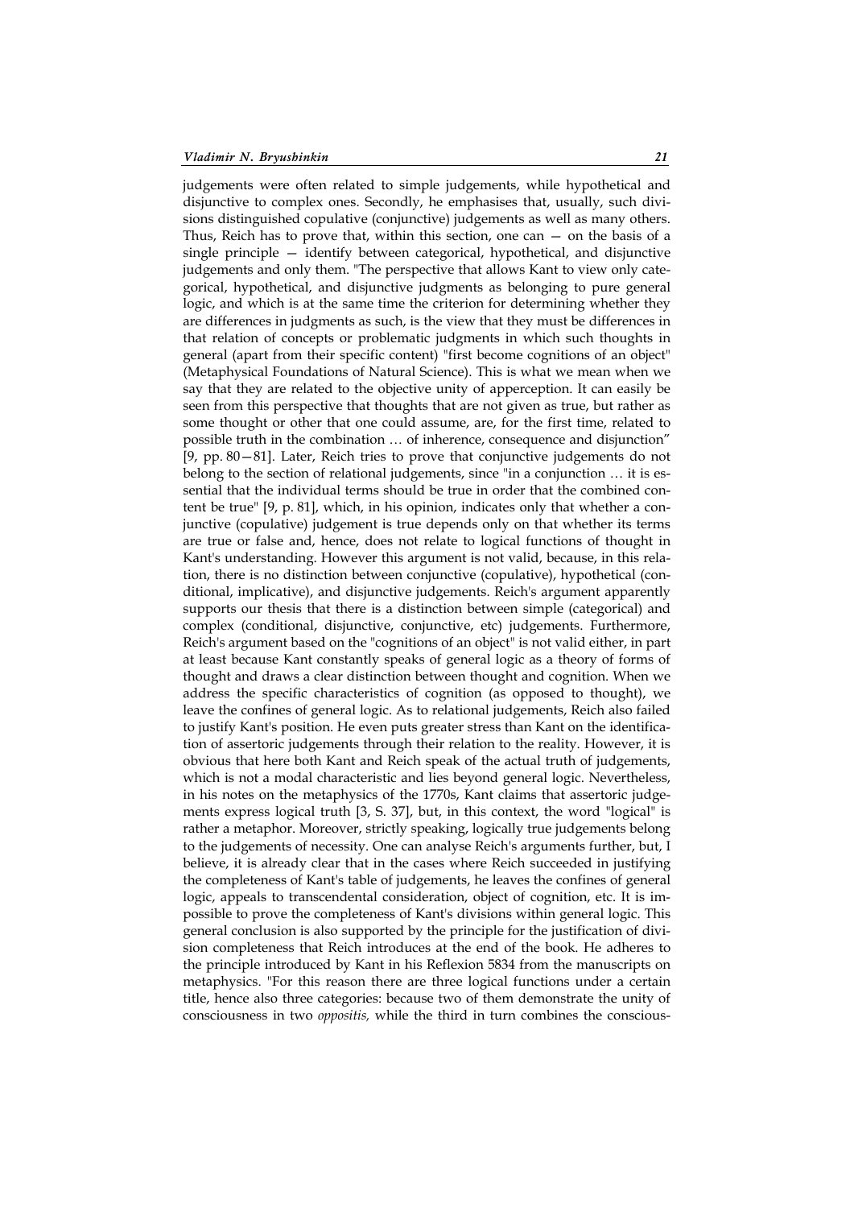judgements were often related to simple judgements, while hypothetical and disjunctive to complex ones. Secondly, he emphasises that, usually, such divisions distinguished copulative (conjunctive) judgements as well as many others. Thus, Reich has to prove that, within this section, one can — on the basis of a single principle — identify between categorical, hypothetical, and disjunctive judgements and only them. "The perspective that allows Kant to view only categorical, hypothetical, and disjunctive judgments as belonging to pure general logic, and which is at the same time the criterion for determining whether they are differences in judgments as such, is the view that they must be differences in that relation of concepts or problematic judgments in which such thoughts in general (apart from their specific content) "first become cognitions of an object" (Metaphysical Foundations of Natural Science). This is what we mean when we say that they are related to the objective unity of apperception. It can easily be seen from this perspective that thoughts that are not given as true, but rather as some thought or other that one could assume, are, for the first time, related to possible truth in the combination … of inherence, consequence and disjunction" [9, pp. 80—81]. Later, Reich tries to prove that conjunctive judgements do not belong to the section of relational judgements, since "in a conjunction … it is essential that the individual terms should be true in order that the combined content be true" [9, p. 81], which, in his opinion, indicates only that whether a conjunctive (copulative) judgement is true depends only on that whether its terms are true or false and, hence, does not relate to logical functions of thought in Kant's understanding. However this argument is not valid, because, in this relation, there is no distinction between conjunctive (copulative), hypothetical (conditional, implicative), and disjunctive judgements. Reich's argument apparently supports our thesis that there is a distinction between simple (categorical) and complex (conditional, disjunctive, conjunctive, etc) judgements. Furthermore, Reich's argument based on the "cognitions of an object" is not valid either, in part at least because Kant constantly speaks of general logic as a theory of forms of thought and draws a clear distinction between thought and cognition. When we address the specific characteristics of cognition (as opposed to thought), we leave the confines of general logic. As to relational judgements, Reich also failed to justify Kant's position. He even puts greater stress than Kant on the identification of assertoric judgements through their relation to the reality. However, it is obvious that here both Kant and Reich speak of the actual truth of judgements, which is not a modal characteristic and lies beyond general logic. Nevertheless, in his notes on the metaphysics of the 1770s, Kant claims that assertoric judgements express logical truth [3, S. 37], but, in this context, the word "logical" is rather a metaphor. Moreover, strictly speaking, logically true judgements belong to the judgements of necessity. One can analyse Reich's arguments further, but, I believe, it is already clear that in the cases where Reich succeeded in justifying the completeness of Kant's table of judgements, he leaves the confines of general logic, appeals to transcendental consideration, object of cognition, etc. It is impossible to prove the completeness of Kant's divisions within general logic. This general conclusion is also supported by the principle for the justification of division completeness that Reich introduces at the end of the book. He adheres to the principle introduced by Kant in his Reflexion 5834 from the manuscripts on metaphysics. "For this reason there are three logical functions under a certain title, hence also three categories: because two of them demonstrate the unity of consciousness in two *oppositis,* while the third in turn combines the conscious-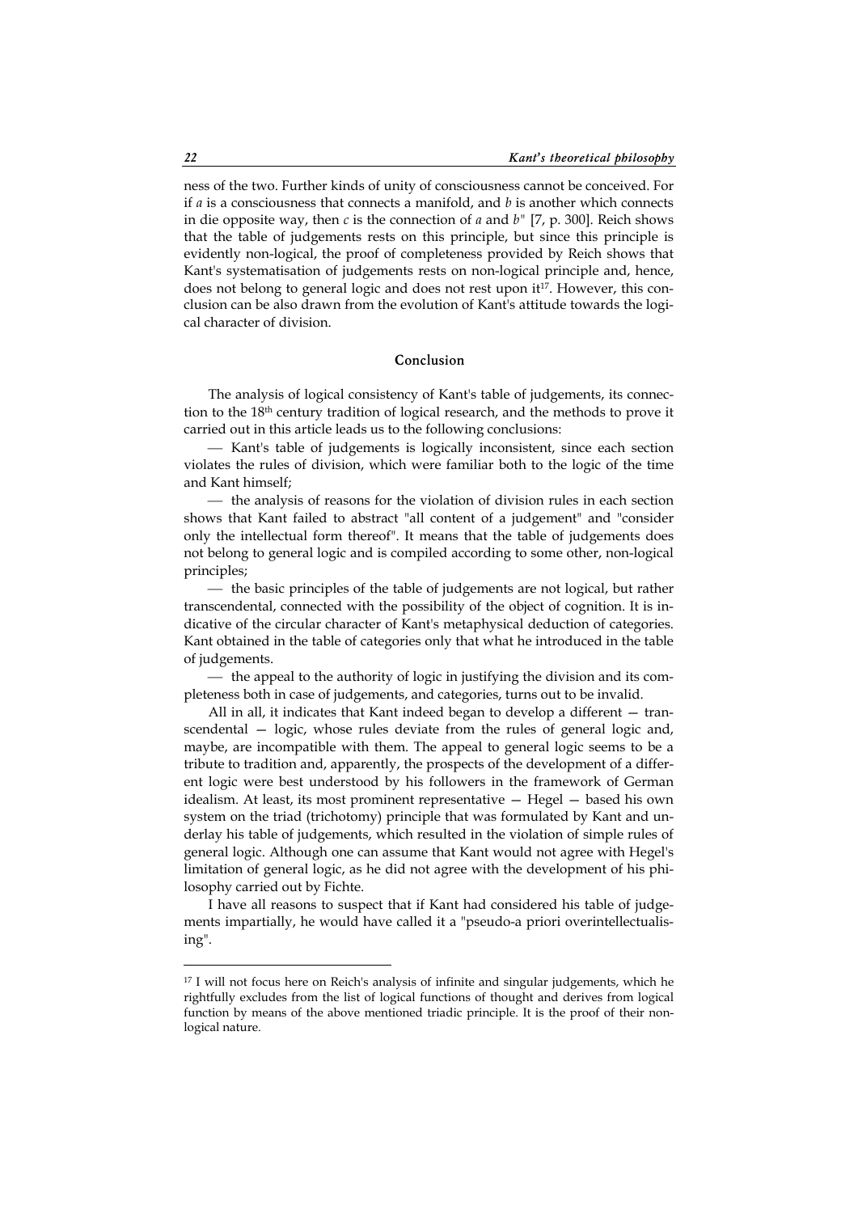ness of the two. Further kinds of unity of consciousness cannot be conceived. For if *a* is a consciousness that connects a manifold, and *b* is another which connects in die opposite way, then *c* is the connection of *a* and *b*" [7, p. 300]. Reich shows that the table of judgements rests on this principle, but since this principle is evidently non-logical, the proof of completeness provided by Reich shows that Kant's systematisation of judgements rests on non-logical principle and, hence, does not belong to general logic and does not rest upon it[17]. However, this conclusion can be also drawn from the evolution of Kant's attitude towards the logical character of division.

## Conclusion

The analysis of logical consistency of Kant's table of judgements, its connection to the 18th century tradition of logical research, and the methods to prove it carried out in this article leads us to the following conclusions:

— Kant's table of judgements is logically inconsistent, since each section violates the rules of division, which were familiar both to the logic of the time and Kant himself;

— the analysis of reasons for the violation of division rules in each section shows that Kant failed to abstract "all content of a judgement" and "consider only the intellectual form thereof". It means that the table of judgements does not belong to general logic and is compiled according to some other, non-logical principles;

— the basic principles of the table of judgements are not logical, but rather transcendental, connected with the possibility of the object of cognition. It is indicative of the circular character of Kant's metaphysical deduction of categories. Kant obtained in the table of categories only that what he introduced in the table of judgements.

— the appeal to the authority of logic in justifying the division and its completeness both in case of judgements, and categories, turns out to be invalid.

All in all, it indicates that Kant indeed began to develop a different — transcendental — logic, whose rules deviate from the rules of general logic and, maybe, are incompatible with them. The appeal to general logic seems to be a tribute to tradition and, apparently, the prospects of the development of a different logic were best understood by his followers in the framework of German idealism. At least, its most prominent representative — Hegel — based his own system on the triad (trichotomy) principle that was formulated by Kant and underlay his table of judgements, which resulted in the violation of simple rules of general logic. Although one can assume that Kant would not agree with Hegel's limitation of general logic, as he did not agree with the development of his philosophy carried out by Fichte.

I have all reasons to suspect that if Kant had considered his table of judgements impartially, he would have called it a "pseudo-a priori overintellectualising".

---

[17] I will not focus here on Reich's analysis of infinite and singular judgements, which he rightfully excludes from the list of logical functions of thought and derives from logical function by means of the above mentioned triadic principle. It is the proof of their non-logical nature.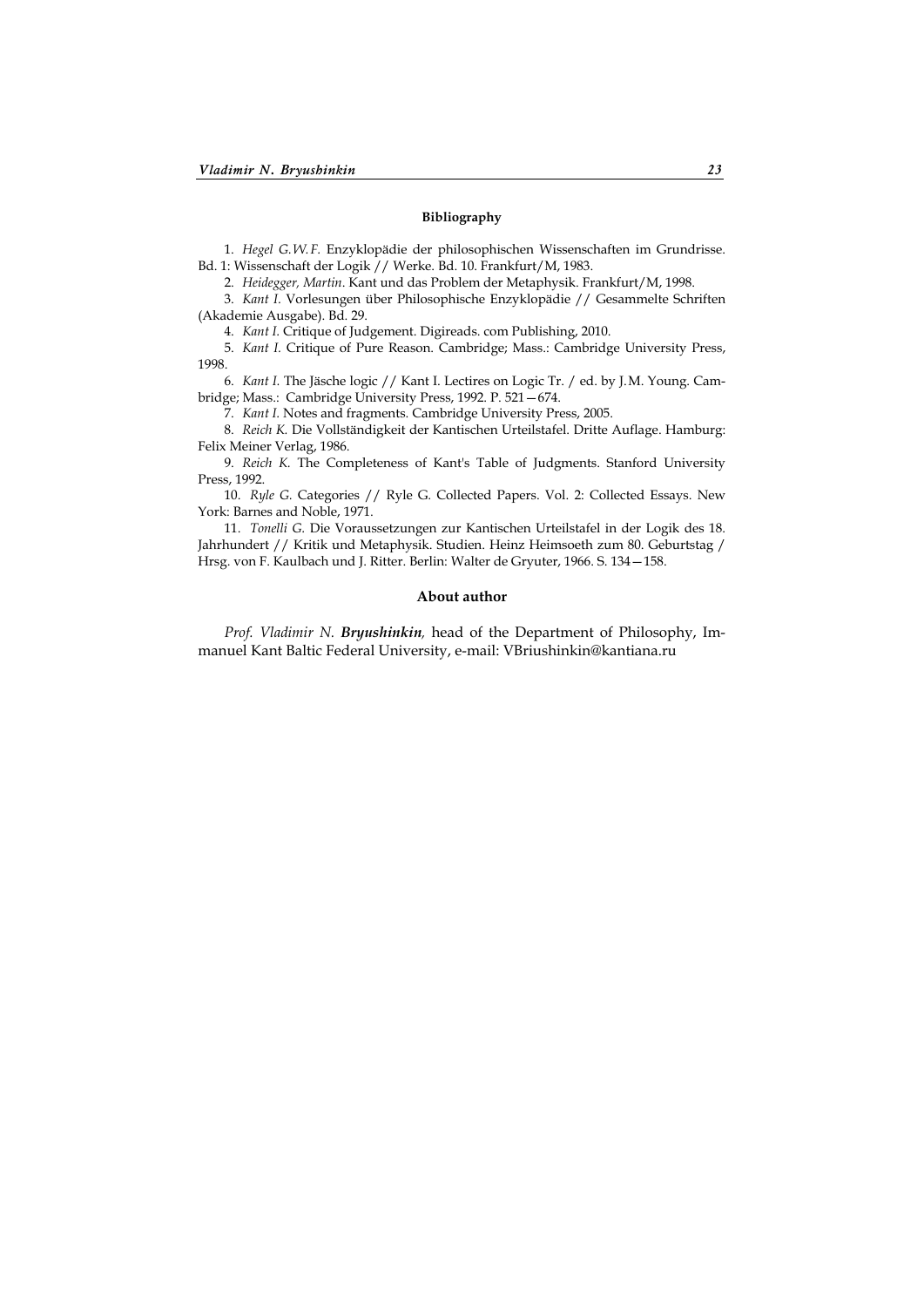### Bibliography

1. *Hegel G.W.F.* Enzyklopädie der philosophischen Wissenschaften im Grundrisse. Bd. 1: Wissenschaft der Logik // Werke. Bd. 10. Frankfurt/M, 1983.
2. *Heidegger, Martin*. Kant und das Problem der Metaphysik. Frankfurt/M, 1998.
3. *Kant I.* Vorlesungen über Philosophische Enzyklopädie // Gesammelte Schriften (Akademie Ausgabe). Bd. 29.
4. *Kant I.* Critique of Judgement. Digireads. com Publishing, 2010.
5. *Kant I.* Critique of Pure Reason. Cambridge; Mass.: Cambridge University Press, 1998.
6. *Kant I.* The Jäsche logic // Kant I. Lectires on Logic Tr. / ed. by J.M. Young. Cambridge; Mass.: Cambridge University Press, 1992. P. 521—674.
7. *Kant I.* Notes and fragments. Cambridge University Press, 2005.
8. *Reich K.* Die Vollständigkeit der Kantischen Urteilstafel. Dritte Auflage. Hamburg: Felix Meiner Verlag, 1986.
9. *Reich K.* The Completeness of Kant's Table of Judgments. Stanford University Press, 1992.
10. *Ryle G.* Categories // Ryle G. Collected Papers. Vol. 2: Collected Essays. New York: Barnes and Noble, 1971.
11. *Tonelli G.* Die Voraussetzungen zur Kantischen Urteilstafel in der Logik des 18. Jahrhundert // Kritik und Metaphysik. Studien. Heinz Heimsoeth zum 80. Geburtstag / Hrsg. von F. Kaulbach und J. Ritter. Berlin: Walter de Gryuter, 1966. S. 134—158.

### About author

*Prof. Vladimir N.* ***Bryushinkin,*** head of the Department of Philosophy, Immanuel Kant Baltic Federal University, e-mail: VBriushinkin@kantiana.ru